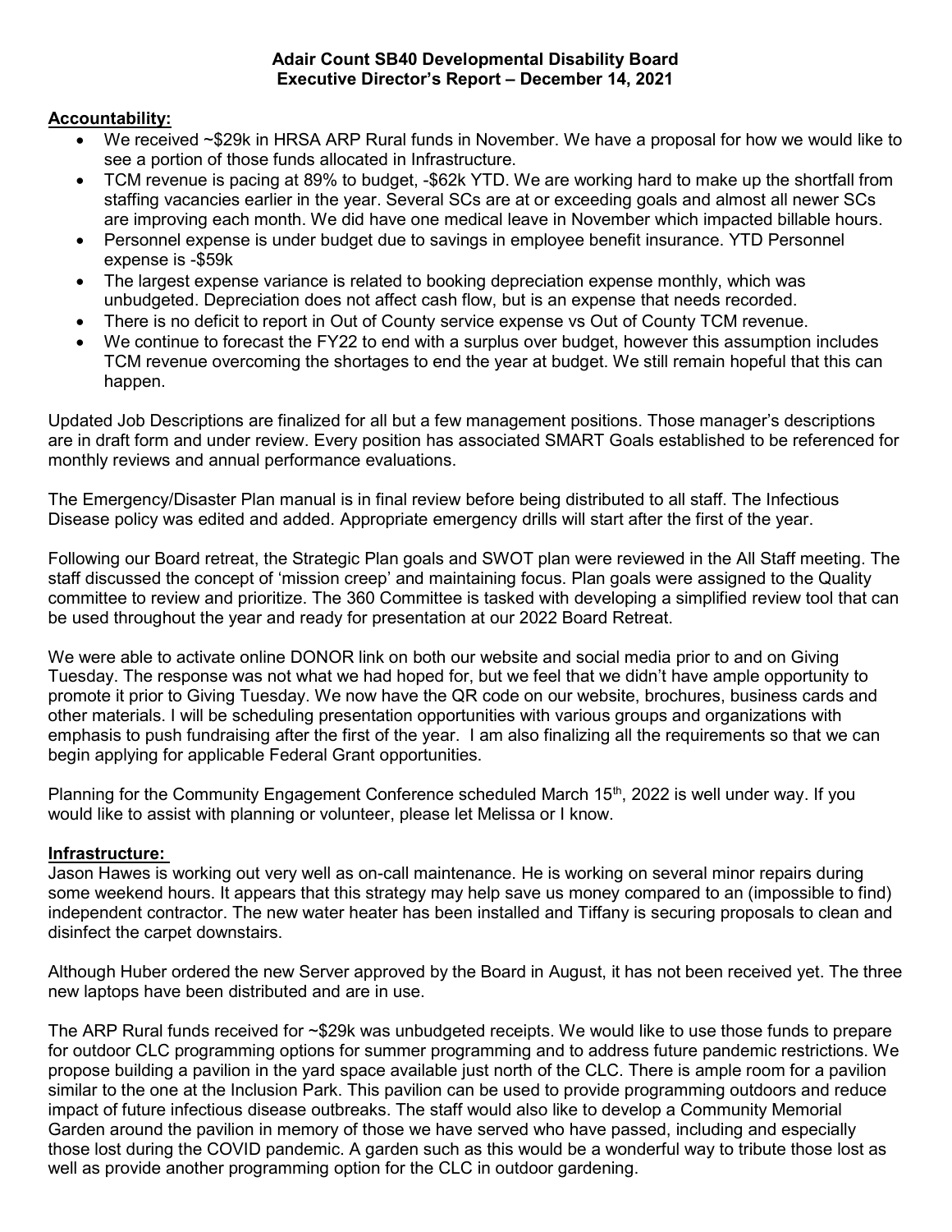**Adair Count SB40 Developmental Disability Board**
**Executive Director's Report – December 14, 2021**

**Accountability:**

- We received ~$29k in HRSA ARP Rural funds in November. We have a proposal for how we would like to see a portion of those funds allocated in Infrastructure.
- TCM revenue is pacing at 89% to budget, -$62k YTD. We are working hard to make up the shortfall from staffing vacancies earlier in the year. Several SCs are at or exceeding goals and almost all newer SCs are improving each month. We did have one medical leave in November which impacted billable hours.
- Personnel expense is under budget due to savings in employee benefit insurance. YTD Personnel expense is -$59k
- The largest expense variance is related to booking depreciation expense monthly, which was unbudgeted. Depreciation does not affect cash flow, but is an expense that needs recorded.
- There is no deficit to report in Out of County service expense vs Out of County TCM revenue.
- We continue to forecast the FY22 to end with a surplus over budget, however this assumption includes TCM revenue overcoming the shortages to end the year at budget. We still remain hopeful that this can happen.

Updated Job Descriptions are finalized for all but a few management positions. Those manager's descriptions are in draft form and under review. Every position has associated SMART Goals established to be referenced for monthly reviews and annual performance evaluations.

The Emergency/Disaster Plan manual is in final review before being distributed to all staff. The Infectious Disease policy was edited and added. Appropriate emergency drills will start after the first of the year.

Following our Board retreat, the Strategic Plan goals and SWOT plan were reviewed in the All Staff meeting. The staff discussed the concept of 'mission creep' and maintaining focus. Plan goals were assigned to the Quality committee to review and prioritize. The 360 Committee is tasked with developing a simplified review tool that can be used throughout the year and ready for presentation at our 2022 Board Retreat.

We were able to activate online DONOR link on both our website and social media prior to and on Giving Tuesday. The response was not what we had hoped for, but we feel that we didn't have ample opportunity to promote it prior to Giving Tuesday. We now have the QR code on our website, brochures, business cards and other materials. I will be scheduling presentation opportunities with various groups and organizations with emphasis to push fundraising after the first of the year. I am also finalizing all the requirements so that we can begin applying for applicable Federal Grant opportunities.

Planning for the Community Engagement Conference scheduled March 15th, 2022 is well under way. If you would like to assist with planning or volunteer, please let Melissa or I know.

**Infrastructure:**

Jason Hawes is working out very well as on-call maintenance. He is working on several minor repairs during some weekend hours. It appears that this strategy may help save us money compared to an (impossible to find) independent contractor. The new water heater has been installed and Tiffany is securing proposals to clean and disinfect the carpet downstairs.

Although Huber ordered the new Server approved by the Board in August, it has not been received yet. The three new laptops have been distributed and are in use.

The ARP Rural funds received for ~$29k was unbudgeted receipts. We would like to use those funds to prepare for outdoor CLC programming options for summer programming and to address future pandemic restrictions. We propose building a pavilion in the yard space available just north of the CLC. There is ample room for a pavilion similar to the one at the Inclusion Park. This pavilion can be used to provide programming outdoors and reduce impact of future infectious disease outbreaks. The staff would also like to develop a Community Memorial Garden around the pavilion in memory of those we have served who have passed, including and especially those lost during the COVID pandemic. A garden such as this would be a wonderful way to tribute those lost as well as provide another programming option for the CLC in outdoor gardening.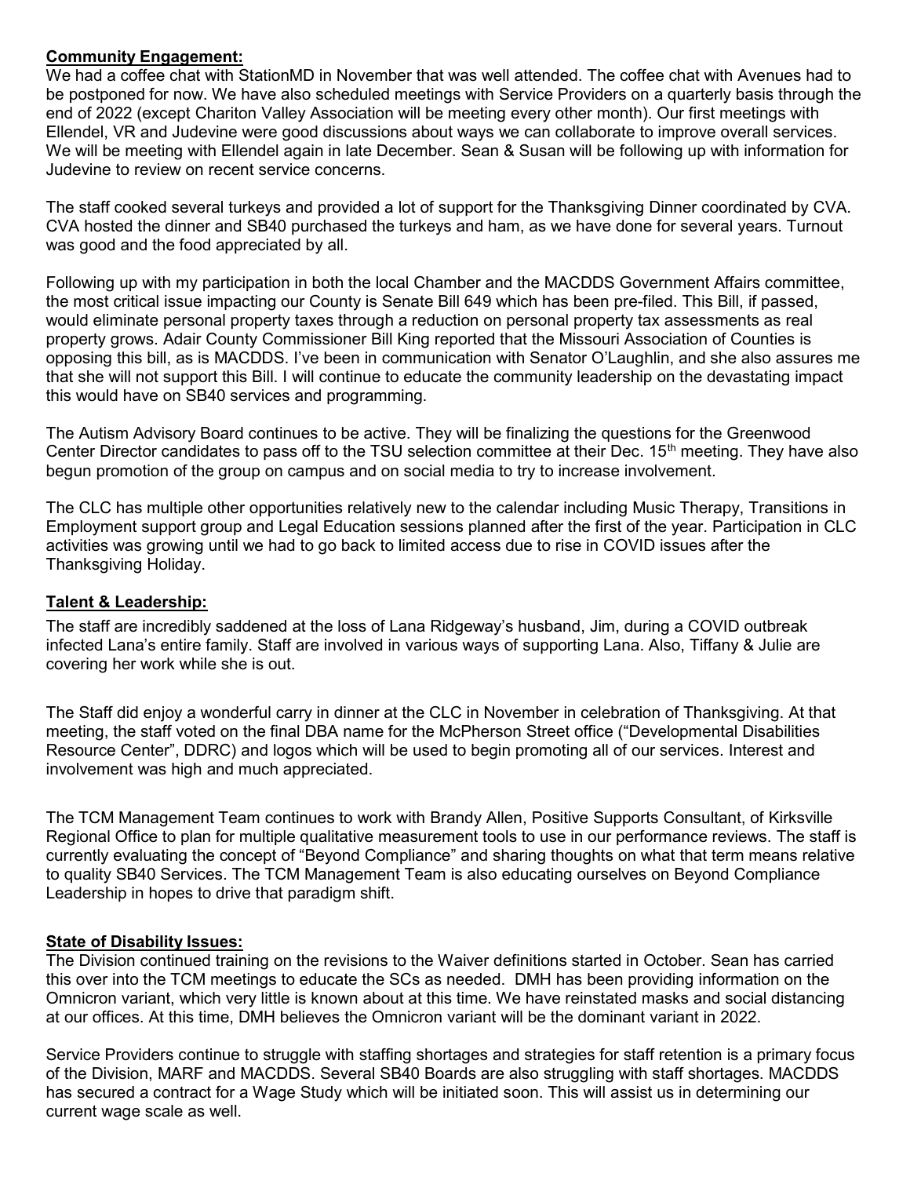**Community Engagement:**

We had a coffee chat with StationMD in November that was well attended. The coffee chat with Avenues had to be postponed for now. We have also scheduled meetings with Service Providers on a quarterly basis through the end of 2022 (except Chariton Valley Association will be meeting every other month). Our first meetings with Ellendel, VR and Judevine were good discussions about ways we can collaborate to improve overall services. We will be meeting with Ellendel again in late December. Sean & Susan will be following up with information for Judevine to review on recent service concerns.

The staff cooked several turkeys and provided a lot of support for the Thanksgiving Dinner coordinated by CVA. CVA hosted the dinner and SB40 purchased the turkeys and ham, as we have done for several years. Turnout was good and the food appreciated by all.

Following up with my participation in both the local Chamber and the MACDDS Government Affairs committee, the most critical issue impacting our County is Senate Bill 649 which has been pre-filed. This Bill, if passed, would eliminate personal property taxes through a reduction on personal property tax assessments as real property grows. Adair County Commissioner Bill King reported that the Missouri Association of Counties is opposing this bill, as is MACDDS. I've been in communication with Senator O'Laughlin, and she also assures me that she will not support this Bill. I will continue to educate the community leadership on the devastating impact this would have on SB40 services and programming.

The Autism Advisory Board continues to be active. They will be finalizing the questions for the Greenwood Center Director candidates to pass off to the TSU selection committee at their Dec. 15th meeting. They have also begun promotion of the group on campus and on social media to try to increase involvement.

The CLC has multiple other opportunities relatively new to the calendar including Music Therapy, Transitions in Employment support group and Legal Education sessions planned after the first of the year. Participation in CLC activities was growing until we had to go back to limited access due to rise in COVID issues after the Thanksgiving Holiday.

**Talent & Leadership:**

The staff are incredibly saddened at the loss of Lana Ridgeway's husband, Jim, during a COVID outbreak infected Lana's entire family. Staff are involved in various ways of supporting Lana. Also, Tiffany & Julie are covering her work while she is out.

The Staff did enjoy a wonderful carry in dinner at the CLC in November in celebration of Thanksgiving. At that meeting, the staff voted on the final DBA name for the McPherson Street office ("Developmental Disabilities Resource Center", DDRC) and logos which will be used to begin promoting all of our services. Interest and involvement was high and much appreciated.

The TCM Management Team continues to work with Brandy Allen, Positive Supports Consultant, of Kirksville Regional Office to plan for multiple qualitative measurement tools to use in our performance reviews. The staff is currently evaluating the concept of "Beyond Compliance" and sharing thoughts on what that term means relative to quality SB40 Services. The TCM Management Team is also educating ourselves on Beyond Compliance Leadership in hopes to drive that paradigm shift.

**State of Disability Issues:**

The Division continued training on the revisions to the Waiver definitions started in October. Sean has carried this over into the TCM meetings to educate the SCs as needed. DMH has been providing information on the Omnicron variant, which very little is known about at this time. We have reinstated masks and social distancing at our offices. At this time, DMH believes the Omnicron variant will be the dominant variant in 2022.

Service Providers continue to struggle with staffing shortages and strategies for staff retention is a primary focus of the Division, MARF and MACDDS. Several SB40 Boards are also struggling with staff shortages. MACDDS has secured a contract for a Wage Study which will be initiated soon. This will assist us in determining our current wage scale as well.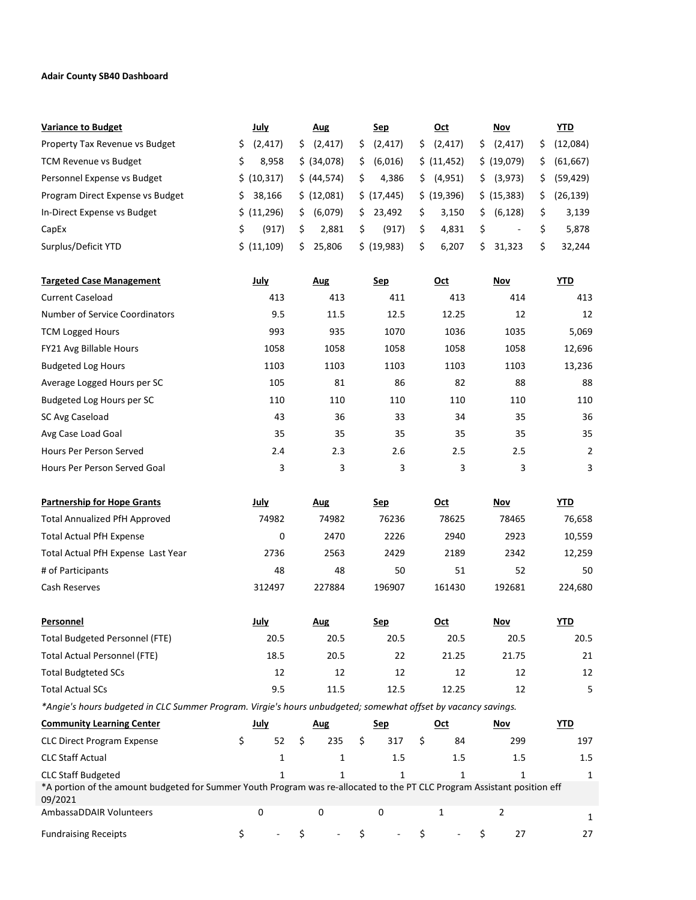**Adair County SB40 Dashboard**

| Variance to Budget | July | Aug | Sep | Oct | Nov | YTD |
|---|---|---|---|---|---|---|
| Property Tax Revenue vs Budget | $ (2,417) | $ (2,417) | $ (2,417) | $ (2,417) | $ (2,417) | $ (12,084) |
| TCM Revenue vs Budget | $ 8,958 | $ (34,078) | $ (6,016) | $ (11,452) | $ (19,079) | $ (61,667) |
| Personnel Expense vs Budget | $ (10,317) | $ (44,574) | $ 4,386 | $ (4,951) | $ (3,973) | $ (59,429) |
| Program Direct Expense vs Budget | $ 38,166 | $ (12,081) | $ (17,445) | $ (19,396) | $ (15,383) | $ (26,139) |
| In-Direct Expense vs Budget | $ (11,296) | $ (6,079) | $ 23,492 | $ 3,150 | $ (6,128) | $ 3,139 |
| CapEx | $ (917) | $ 2,881 | $ (917) | $ 4,831 | $ - | $ 5,878 |
| Surplus/Deficit YTD | $ (11,109) | $ 25,806 | $ (19,983) | $ 6,207 | $ 31,323 | $ 32,244 |

| Targeted Case Management | July | Aug | Sep | Oct | Nov | YTD |
|---|---|---|---|---|---|---|
| Current Caseload | 413 | 413 | 411 | 413 | 414 | 413 |
| Number of Service Coordinators | 9.5 | 11.5 | 12.5 | 12.25 | 12 | 12 |
| TCM Logged Hours | 993 | 935 | 1070 | 1036 | 1035 | 5,069 |
| FY21 Avg Billable Hours | 1058 | 1058 | 1058 | 1058 | 1058 | 12,696 |
| Budgeted Log Hours | 1103 | 1103 | 1103 | 1103 | 1103 | 13,236 |
| Average Logged Hours per SC | 105 | 81 | 86 | 82 | 88 | 88 |
| Budgeted Log Hours per SC | 110 | 110 | 110 | 110 | 110 | 110 |
| SC Avg Caseload | 43 | 36 | 33 | 34 | 35 | 36 |
| Avg Case Load Goal | 35 | 35 | 35 | 35 | 35 | 35 |
| Hours Per Person Served | 2.4 | 2.3 | 2.6 | 2.5 | 2.5 | 2 |
| Hours Per Person Served Goal | 3 | 3 | 3 | 3 | 3 | 3 |

| Partnership for Hope Grants | July | Aug | Sep | Oct | Nov | YTD |
|---|---|---|---|---|---|---|
| Total Annualized PfH Approved | 74982 | 74982 | 76236 | 78625 | 78465 | 76,658 |
| Total Actual PfH Expense | 0 | 2470 | 2226 | 2940 | 2923 | 10,559 |
| Total Actual PfH Expense Last Year | 2736 | 2563 | 2429 | 2189 | 2342 | 12,259 |
| # of Participants | 48 | 48 | 50 | 51 | 52 | 50 |
| Cash Reserves | 312497 | 227884 | 196907 | 161430 | 192681 | 224,680 |

| Personnel | July | Aug | Sep | Oct | Nov | YTD |
|---|---|---|---|---|---|---|
| Total Budgeted Personnel (FTE) | 20.5 | 20.5 | 20.5 | 20.5 | 20.5 | 20.5 |
| Total Actual Personnel (FTE) | 18.5 | 20.5 | 22 | 21.25 | 21.75 | 21 |
| Total Budgteted SCs | 12 | 12 | 12 | 12 | 12 | 12 |
| Total Actual SCs | 9.5 | 11.5 | 12.5 | 12.25 | 12 | 5 |

*\*Angie's hours budgeted in CLC Summer Program. Virgie's hours unbudgeted; somewhat offset by vacancy savings.*

| Community Learning Center | July | Aug | Sep | Oct | Nov | YTD |
|---|---|---|---|---|---|---|
| CLC Direct Program Expense | $ 52 | $ 235 | $ 317 | $ 84 | 299 | 197 |
| CLC Staff Actual | 1 | 1 | 1.5 | 1.5 | 1.5 | 1.5 |
| CLC Staff Budgeted | 1 | 1 | 1 | 1 | 1 | 1 |
| *A portion of the amount budgeted for Summer Youth Program was re-allocated to the PT CLC Program Assistant position eff 09/2021 | | | | | | |
| AmbassaDDAIR Volunteers | 0 | 0 | 0 | 1 | 2 | 1 |
| Fundraising Receipts | $ - | $ - | $ - | $ - | $ 27 | 27 |